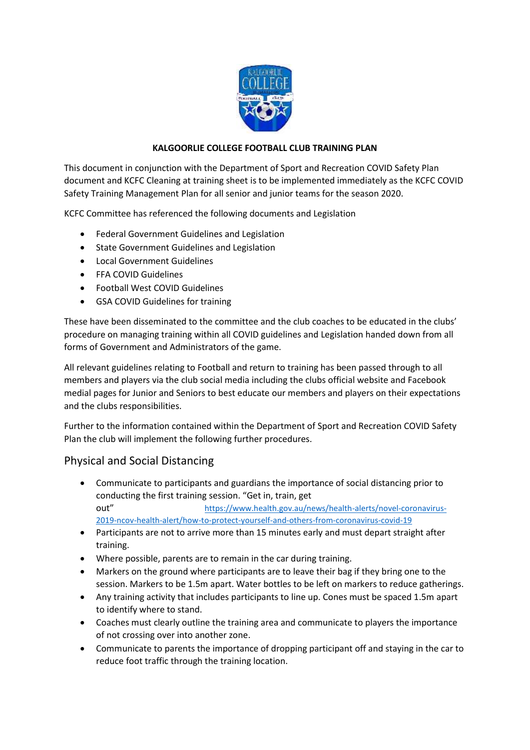**KALGOORLIE COLLEGE FOOTBALL CLUB TRAINING PLAN**

This document in conjunction with the Department of Sport and Recreation COVID Safety Plan document and KCFC Cleaning at training sheet is to be implemented immediately as the KCFC COVID Safety Training Management Plan for all senior and junior teams for the season 2020.

KCFC Committee has referenced the following documents and Legislation

- Federal Government Guidelines and Legislation
- State Government Guidelines and Legislation
- Local Government Guidelines
- FFA COVID Guidelines
- Football West COVID Guidelines
- GSA COVID Guidelines for training

These have been disseminated to the committee and the club coaches to be educated in the clubs' procedure on managing training within all COVID guidelines and Legislation handed down from all forms of Government and Administrators of the game.

All relevant guidelines relating to Football and return to training has been passed through to all members and players via the club social media including the clubs official website and Facebook medial pages for Junior and Seniors to best educate our members and players on their expectations and the clubs responsibilities.

Further to the information contained within the Department of Sport and Recreation COVID Safety Plan the club will implement the following further procedures.

## Physical and Social Distancing

- Communicate to participants and guardians the importance of social distancing prior to conducting the first training session. "Get in, train, get out" https://www.health.gov.au/news/health-alerts/novel-coronavirus-2019-ncov-health-alert/how-to-protect-yourself-and-others-from-coronavirus-covid-19
- Participants are not to arrive more than 15 minutes early and must depart straight after training.
- Where possible, parents are to remain in the car during training.
- Markers on the ground where participants are to leave their bag if they bring one to the session. Markers to be 1.5m apart. Water bottles to be left on markers to reduce gatherings.
- Any training activity that includes participants to line up. Cones must be spaced 1.5m apart to identify where to stand.
- Coaches must clearly outline the training area and communicate to players the importance of not crossing over into another zone.
- Communicate to parents the importance of dropping participant off and staying in the car to reduce foot traffic through the training location.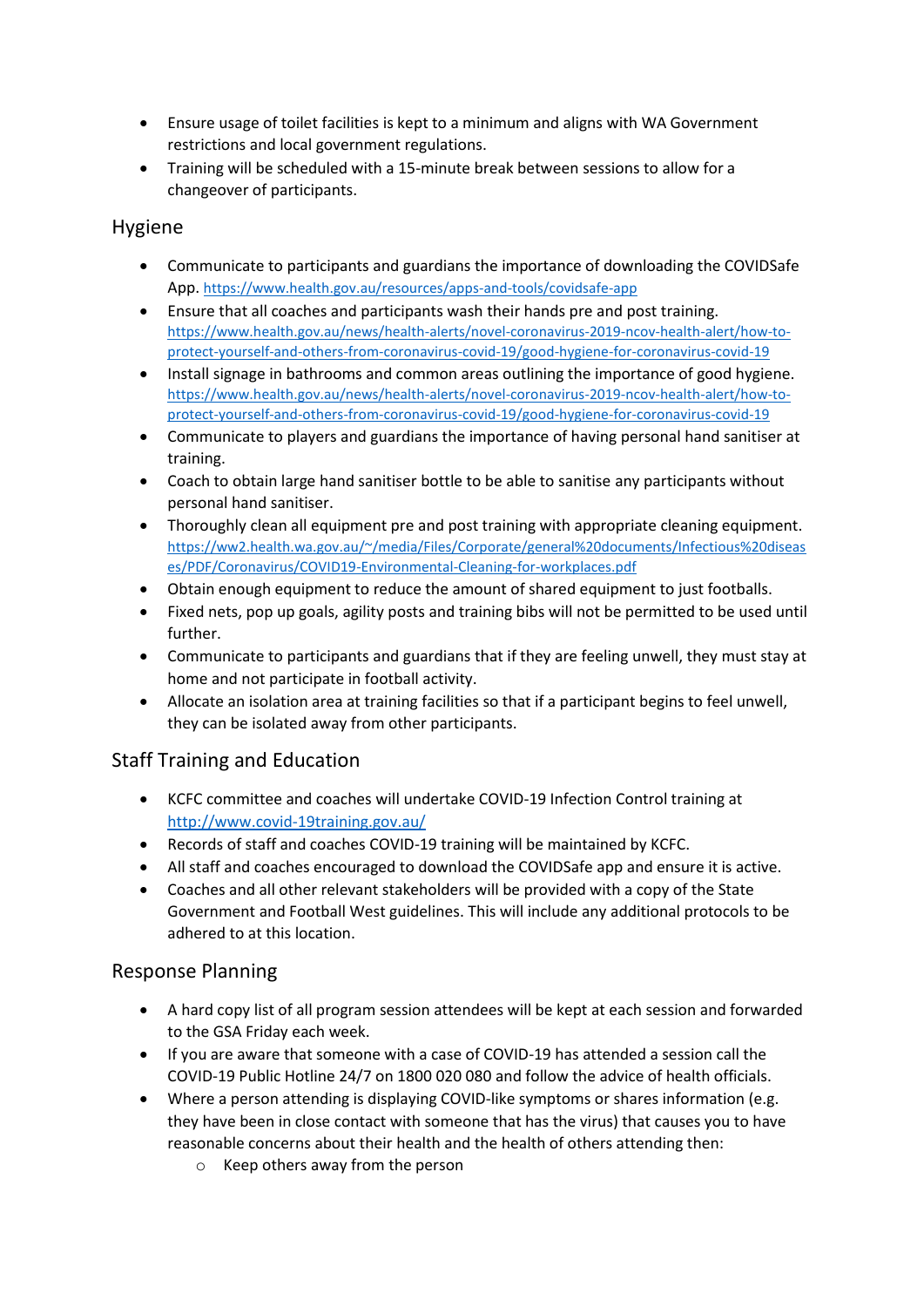- Ensure usage of toilet facilities is kept to a minimum and aligns with WA Government restrictions and local government regulations.
- Training will be scheduled with a 15-minute break between sessions to allow for a changeover of participants.

## Hygiene

- Communicate to participants and guardians the importance of downloading the COVIDSafe App. https://www.health.gov.au/resources/apps-and-tools/covidsafe-app
- Ensure that all coaches and participants wash their hands pre and post training. https://www.health.gov.au/news/health-alerts/novel-coronavirus-2019-ncov-health-alert/how-to-protect-yourself-and-others-from-coronavirus-covid-19/good-hygiene-for-coronavirus-covid-19
- Install signage in bathrooms and common areas outlining the importance of good hygiene. https://www.health.gov.au/news/health-alerts/novel-coronavirus-2019-ncov-health-alert/how-to-protect-yourself-and-others-from-coronavirus-covid-19/good-hygiene-for-coronavirus-covid-19
- Communicate to players and guardians the importance of having personal hand sanitiser at training.
- Coach to obtain large hand sanitiser bottle to be able to sanitise any participants without personal hand sanitiser.
- Thoroughly clean all equipment pre and post training with appropriate cleaning equipment. https://ww2.health.wa.gov.au/~/media/Files/Corporate/general%20documents/Infectious%20diseases/PDF/Coronavirus/COVID19-Environmental-Cleaning-for-workplaces.pdf
- Obtain enough equipment to reduce the amount of shared equipment to just footballs.
- Fixed nets, pop up goals, agility posts and training bibs will not be permitted to be used until further.
- Communicate to participants and guardians that if they are feeling unwell, they must stay at home and not participate in football activity.
- Allocate an isolation area at training facilities so that if a participant begins to feel unwell, they can be isolated away from other participants.

## Staff Training and Education

- KCFC committee and coaches will undertake COVID-19 Infection Control training at http://www.covid-19training.gov.au/
- Records of staff and coaches COVID-19 training will be maintained by KCFC.
- All staff and coaches encouraged to download the COVIDSafe app and ensure it is active.
- Coaches and all other relevant stakeholders will be provided with a copy of the State Government and Football West guidelines. This will include any additional protocols to be adhered to at this location.

## Response Planning

- A hard copy list of all program session attendees will be kept at each session and forwarded to the GSA Friday each week.
- If you are aware that someone with a case of COVID-19 has attended a session call the COVID-19 Public Hotline 24/7 on 1800 020 080 and follow the advice of health officials.
- Where a person attending is displaying COVID-like symptoms or shares information (e.g. they have been in close contact with someone that has the virus) that causes you to have reasonable concerns about their health and the health of others attending then:
  - Keep others away from the person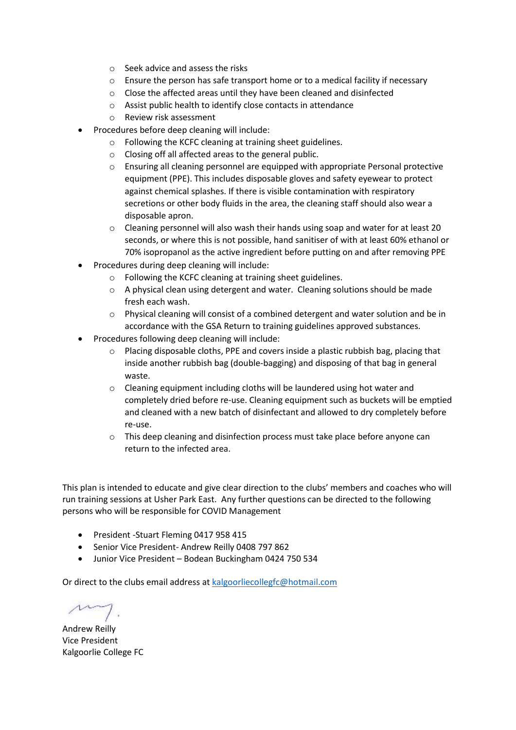- Seek advice and assess the risks
  - Ensure the person has safe transport home or to a medical facility if necessary
  - Close the affected areas until they have been cleaned and disinfected
  - Assist public health to identify close contacts in attendance
  - Review risk assessment
- Procedures before deep cleaning will include:
  - Following the KCFC cleaning at training sheet guidelines.
  - Closing off all affected areas to the general public.
  - Ensuring all cleaning personnel are equipped with appropriate Personal protective equipment (PPE). This includes disposable gloves and safety eyewear to protect against chemical splashes. If there is visible contamination with respiratory secretions or other body fluids in the area, the cleaning staff should also wear a disposable apron.
  - Cleaning personnel will also wash their hands using soap and water for at least 20 seconds, or where this is not possible, hand sanitiser of with at least 60% ethanol or 70% isopropanol as the active ingredient before putting on and after removing PPE
- Procedures during deep cleaning will include:
  - Following the KCFC cleaning at training sheet guidelines.
  - A physical clean using detergent and water. Cleaning solutions should be made fresh each wash.
  - Physical cleaning will consist of a combined detergent and water solution and be in accordance with the GSA Return to training guidelines approved substances.
- Procedures following deep cleaning will include:
  - Placing disposable cloths, PPE and covers inside a plastic rubbish bag, placing that inside another rubbish bag (double-bagging) and disposing of that bag in general waste.
  - Cleaning equipment including cloths will be laundered using hot water and completely dried before re-use. Cleaning equipment such as buckets will be emptied and cleaned with a new batch of disinfectant and allowed to dry completely before re-use.
  - This deep cleaning and disinfection process must take place before anyone can return to the infected area.

This plan is intended to educate and give clear direction to the clubs' members and coaches who will run training sessions at Usher Park East. Any further questions can be directed to the following persons who will be responsible for COVID Management

- President -Stuart Fleming 0417 958 415
- Senior Vice President- Andrew Reilly 0408 797 862
- Junior Vice President – Bodean Buckingham 0424 750 534

Or direct to the clubs email address at kalgoorliecollegfc@hotmail.com

Andrew Reilly
Vice President
Kalgoorlie College FC